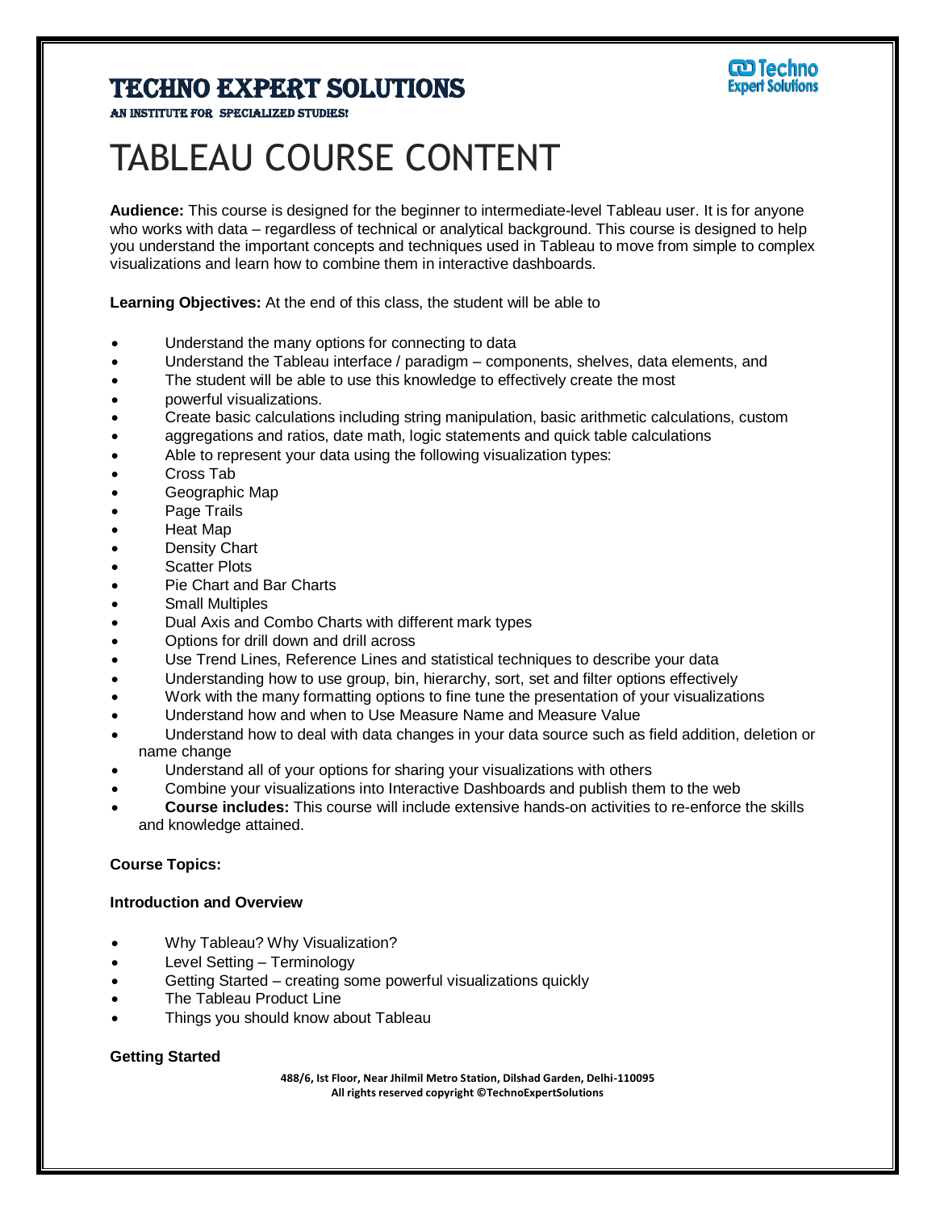# TECHNO EXPERT SOLUTIONS

AN INSTITUTE FOR SPECIALIZED STUDIES!

# TABLEAU COURSE CONTENT

**Audience:** This course is designed for the beginner to intermediate-level Tableau user. It is for anyone who works with data – regardless of technical or analytical background. This course is designed to help you understand the important concepts and techniques used in Tableau to move from simple to complex visualizations and learn how to combine them in interactive dashboards.

**Learning Objectives:** At the end of this class, the student will be able to

- Understand the many options for connecting to data
- Understand the Tableau interface / paradigm – components, shelves, data elements, and
- The student will be able to use this knowledge to effectively create the most
- powerful visualizations.
- Create basic calculations including string manipulation, basic arithmetic calculations, custom
- aggregations and ratios, date math, logic statements and quick table calculations
- Able to represent your data using the following visualization types:
- Cross Tab
- Geographic Map
- Page Trails
- Heat Map
- Density Chart
- Scatter Plots
- Pie Chart and Bar Charts
- Small Multiples
- Dual Axis and Combo Charts with different mark types
- Options for drill down and drill across
- Use Trend Lines, Reference Lines and statistical techniques to describe your data
- Understanding how to use group, bin, hierarchy, sort, set and filter options effectively
- Work with the many formatting options to fine tune the presentation of your visualizations
- Understand how and when to Use Measure Name and Measure Value
- Understand how to deal with data changes in your data source such as field addition, deletion or name change
- Understand all of your options for sharing your visualizations with others
- Combine your visualizations into Interactive Dashboards and publish them to the web
- **Course includes:** This course will include extensive hands-on activities to re-enforce the skills and knowledge attained.

**Course Topics:**

**Introduction and Overview**

- Why Tableau? Why Visualization?
- Level Setting – Terminology
- Getting Started – creating some powerful visualizations quickly
- The Tableau Product Line
- Things you should know about Tableau

**Getting Started**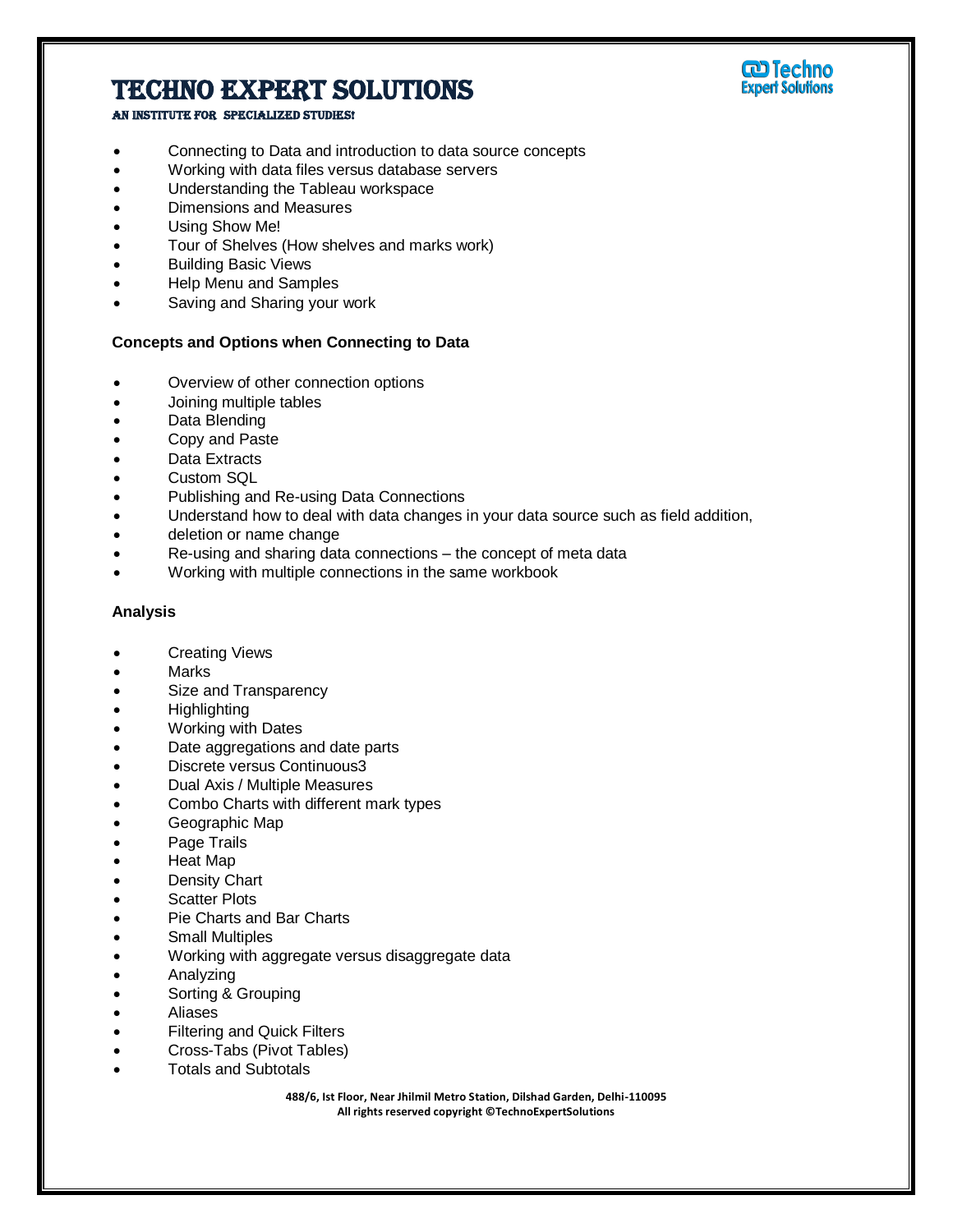- Connecting to Data and introduction to data source concepts
- Working with data files versus database servers
- Understanding the Tableau workspace
- Dimensions and Measures
- Using Show Me!
- Tour of Shelves (How shelves and marks work)
- Building Basic Views
- Help Menu and Samples
- Saving and Sharing your work

**Concepts and Options when Connecting to Data**

- Overview of other connection options
- Joining multiple tables
- Data Blending
- Copy and Paste
- Data Extracts
- Custom SQL
- Publishing and Re-using Data Connections
- Understand how to deal with data changes in your data source such as field addition,
- deletion or name change
- Re-using and sharing data connections – the concept of meta data
- Working with multiple connections in the same workbook

**Analysis**

- Creating Views
- Marks
- Size and Transparency
- Highlighting
- Working with Dates
- Date aggregations and date parts
- Discrete versus Continuous3
- Dual Axis / Multiple Measures
- Combo Charts with different mark types
- Geographic Map
- Page Trails
- Heat Map
- Density Chart
- Scatter Plots
- Pie Charts and Bar Charts
- Small Multiples
- Working with aggregate versus disaggregate data
- Analyzing
- Sorting & Grouping
- Aliases
- Filtering and Quick Filters
- Cross-Tabs (Pivot Tables)
- Totals and Subtotals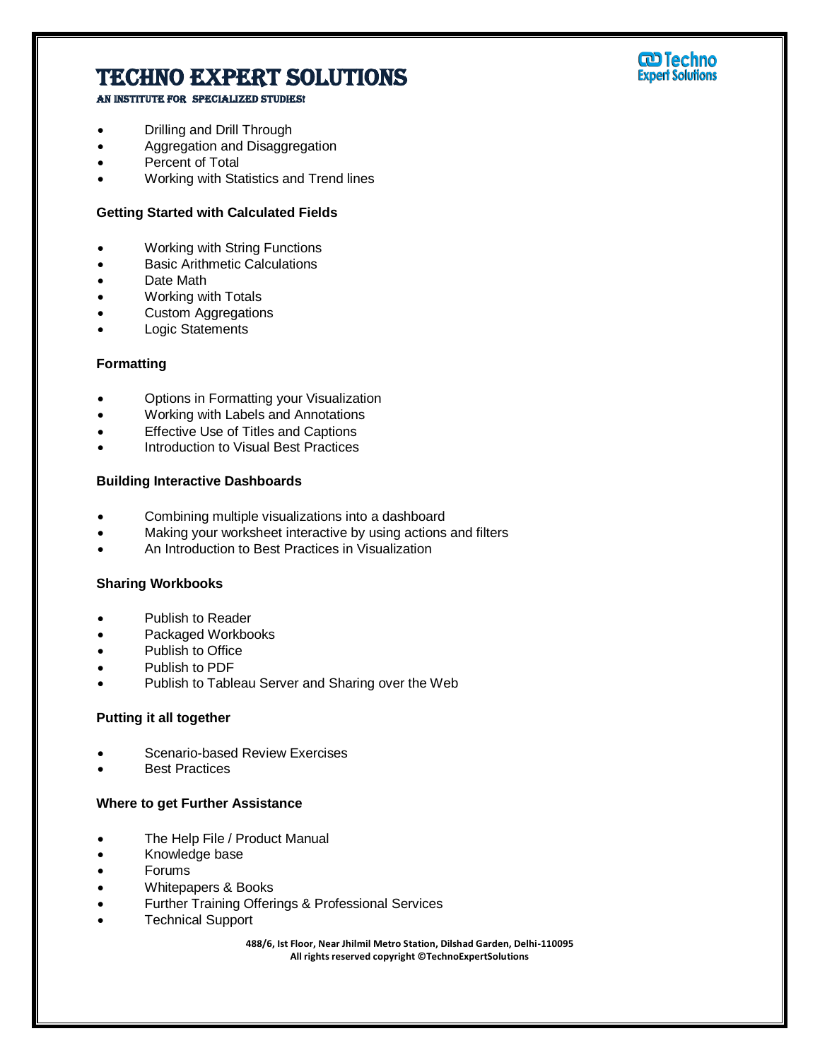- Drilling and Drill Through
- Aggregation and Disaggregation
- Percent of Total
- Working with Statistics and Trend lines

**Getting Started with Calculated Fields**

- Working with String Functions
- Basic Arithmetic Calculations
- Date Math
- Working with Totals
- Custom Aggregations
- Logic Statements

**Formatting**

- Options in Formatting your Visualization
- Working with Labels and Annotations
- Effective Use of Titles and Captions
- Introduction to Visual Best Practices

**Building Interactive Dashboards**

- Combining multiple visualizations into a dashboard
- Making your worksheet interactive by using actions and filters
- An Introduction to Best Practices in Visualization

**Sharing Workbooks**

- Publish to Reader
- Packaged Workbooks
- Publish to Office
- Publish to PDF
- Publish to Tableau Server and Sharing over the Web

**Putting it all together**

- Scenario-based Review Exercises
- Best Practices

**Where to get Further Assistance**

- The Help File / Product Manual
- Knowledge base
- Forums
- Whitepapers & Books
- Further Training Offerings & Professional Services
- Technical Support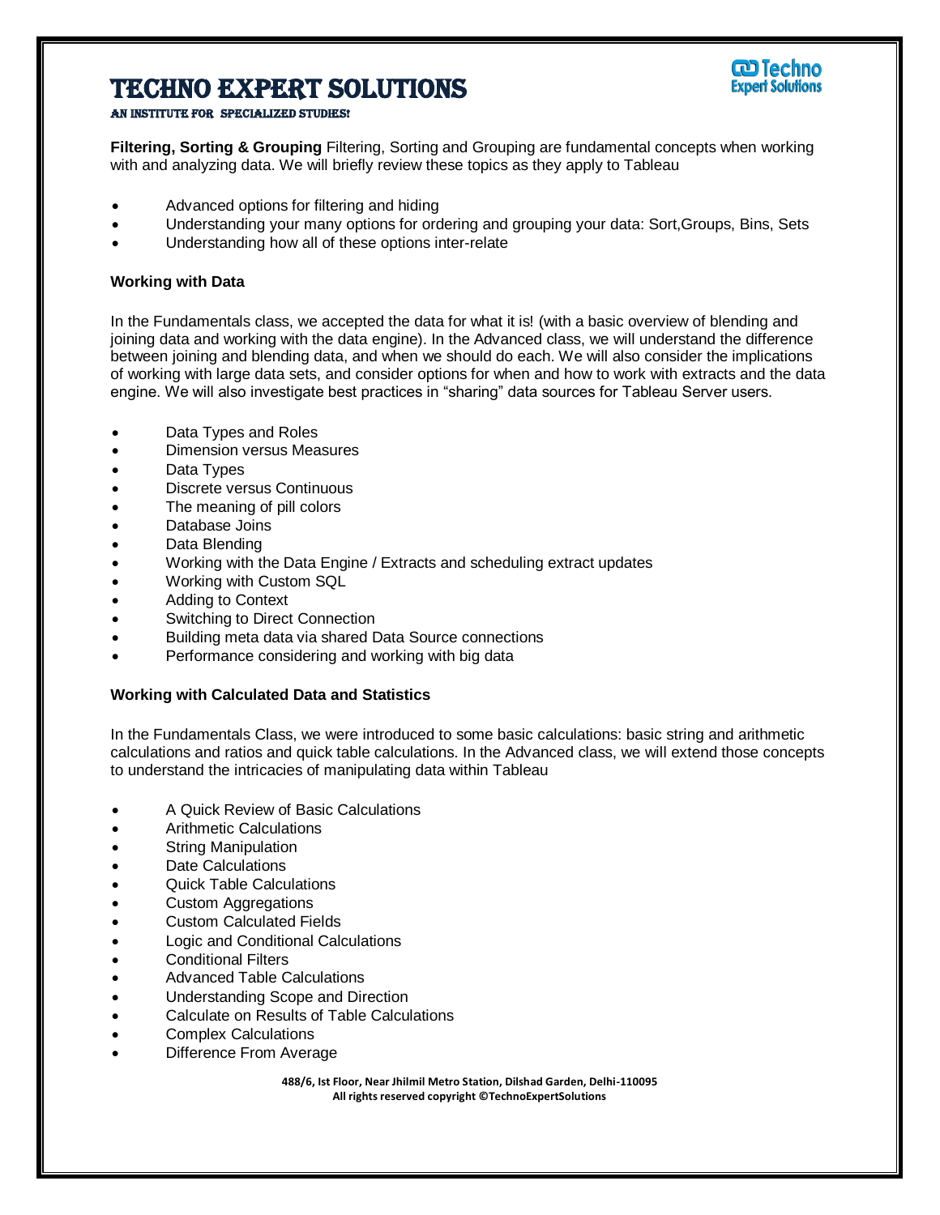**Filtering, Sorting & Grouping** Filtering, Sorting and Grouping are fundamental concepts when working with and analyzing data. We will briefly review these topics as they apply to Tableau

- Advanced options for filtering and hiding
- Understanding your many options for ordering and grouping your data: Sort,Groups, Bins, Sets
- Understanding how all of these options inter-relate

**Working with Data**

In the Fundamentals class, we accepted the data for what it is! (with a basic overview of blending and joining data and working with the data engine). In the Advanced class, we will understand the difference between joining and blending data, and when we should do each. We will also consider the implications of working with large data sets, and consider options for when and how to work with extracts and the data engine. We will also investigate best practices in "sharing" data sources for Tableau Server users.

- Data Types and Roles
- Dimension versus Measures
- Data Types
- Discrete versus Continuous
- The meaning of pill colors
- Database Joins
- Data Blending
- Working with the Data Engine / Extracts and scheduling extract updates
- Working with Custom SQL
- Adding to Context
- Switching to Direct Connection
- Building meta data via shared Data Source connections
- Performance considering and working with big data

**Working with Calculated Data and Statistics**

In the Fundamentals Class, we were introduced to some basic calculations: basic string and arithmetic calculations and ratios and quick table calculations. In the Advanced class, we will extend those concepts to understand the intricacies of manipulating data within Tableau

- A Quick Review of Basic Calculations
- Arithmetic Calculations
- String Manipulation
- Date Calculations
- Quick Table Calculations
- Custom Aggregations
- Custom Calculated Fields
- Logic and Conditional Calculations
- Conditional Filters
- Advanced Table Calculations
- Understanding Scope and Direction
- Calculate on Results of Table Calculations
- Complex Calculations
- Difference From Average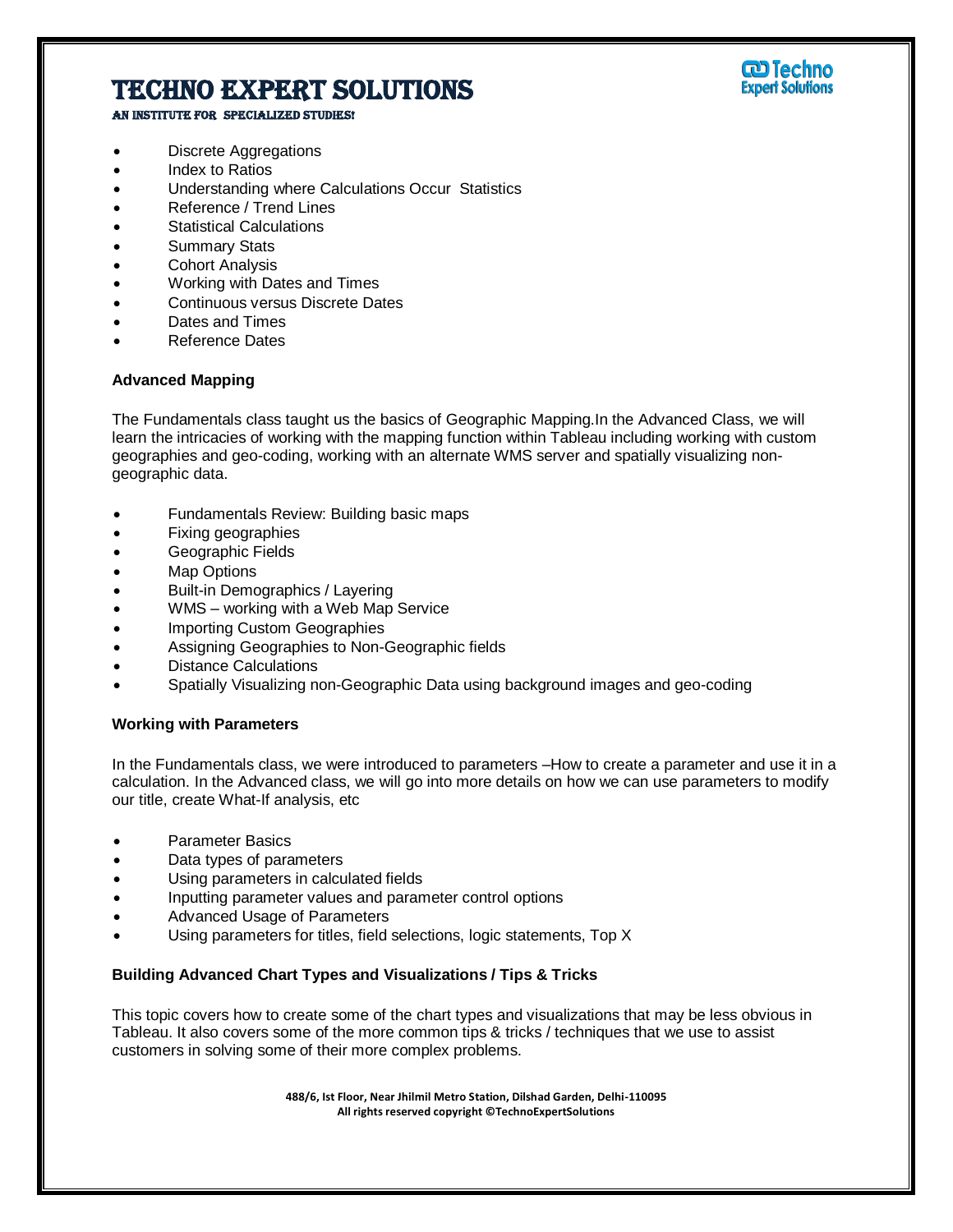- Discrete Aggregations
- Index to Ratios
- Understanding where Calculations Occur Statistics
- Reference / Trend Lines
- Statistical Calculations
- Summary Stats
- Cohort Analysis
- Working with Dates and Times
- Continuous versus Discrete Dates
- Dates and Times
- Reference Dates

**Advanced Mapping**

The Fundamentals class taught us the basics of Geographic Mapping.In the Advanced Class, we will learn the intricacies of working with the mapping function within Tableau including working with custom geographies and geo-coding, working with an alternate WMS server and spatially visualizing non-geographic data.

- Fundamentals Review: Building basic maps
- Fixing geographies
- Geographic Fields
- Map Options
- Built-in Demographics / Layering
- WMS – working with a Web Map Service
- Importing Custom Geographies
- Assigning Geographies to Non-Geographic fields
- Distance Calculations
- Spatially Visualizing non-Geographic Data using background images and geo-coding

**Working with Parameters**

In the Fundamentals class, we were introduced to parameters –How to create a parameter and use it in a calculation. In the Advanced class, we will go into more details on how we can use parameters to modify our title, create What-If analysis, etc

- Parameter Basics
- Data types of parameters
- Using parameters in calculated fields
- Inputting parameter values and parameter control options
- Advanced Usage of Parameters
- Using parameters for titles, field selections, logic statements, Top X

**Building Advanced Chart Types and Visualizations / Tips & Tricks**

This topic covers how to create some of the chart types and visualizations that may be less obvious in Tableau. It also covers some of the more common tips & tricks / techniques that we use to assist customers in solving some of their more complex problems.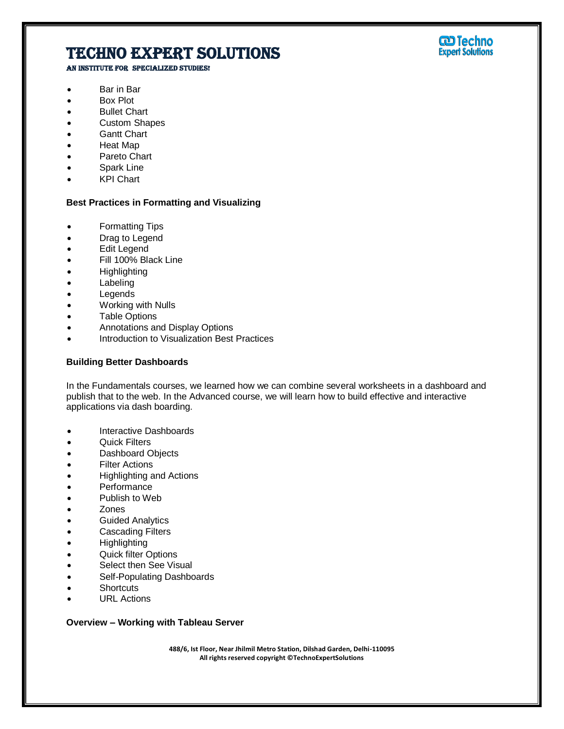- Bar in Bar
- Box Plot
- Bullet Chart
- Custom Shapes
- Gantt Chart
- Heat Map
- Pareto Chart
- Spark Line
- KPI Chart

**Best Practices in Formatting and Visualizing**

- Formatting Tips
- Drag to Legend
- Edit Legend
- Fill 100% Black Line
- Highlighting
- Labeling
- Legends
- Working with Nulls
- Table Options
- Annotations and Display Options
- Introduction to Visualization Best Practices

**Building Better Dashboards**

In the Fundamentals courses, we learned how we can combine several worksheets in a dashboard and publish that to the web. In the Advanced course, we will learn how to build effective and interactive applications via dash boarding.

- Interactive Dashboards
- Quick Filters
- Dashboard Objects
- Filter Actions
- Highlighting and Actions
- Performance
- Publish to Web
- Zones
- Guided Analytics
- Cascading Filters
- Highlighting
- Quick filter Options
- Select then See Visual
- Self-Populating Dashboards
- Shortcuts
- URL Actions

**Overview – Working with Tableau Server**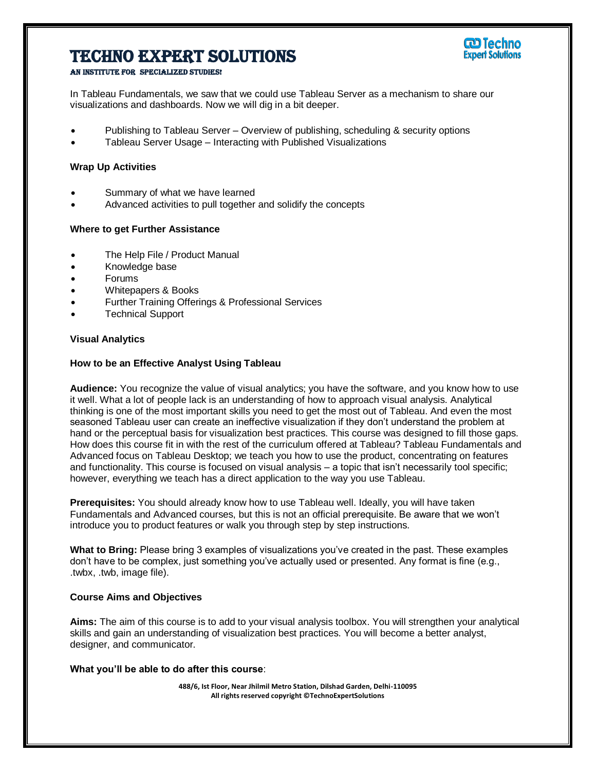In Tableau Fundamentals, we saw that we could use Tableau Server as a mechanism to share our visualizations and dashboards. Now we will dig in a bit deeper.

- Publishing to Tableau Server – Overview of publishing, scheduling & security options
- Tableau Server Usage – Interacting with Published Visualizations

**Wrap Up Activities**

- Summary of what we have learned
- Advanced activities to pull together and solidify the concepts

**Where to get Further Assistance**

- The Help File / Product Manual
- Knowledge base
- Forums
- Whitepapers & Books
- Further Training Offerings & Professional Services
- Technical Support

**Visual Analytics**

**How to be an Effective Analyst Using Tableau**

**Audience:** You recognize the value of visual analytics; you have the software, and you know how to use it well. What a lot of people lack is an understanding of how to approach visual analysis. Analytical thinking is one of the most important skills you need to get the most out of Tableau. And even the most seasoned Tableau user can create an ineffective visualization if they don't understand the problem at hand or the perceptual basis for visualization best practices. This course was designed to fill those gaps. How does this course fit in with the rest of the curriculum offered at Tableau? Tableau Fundamentals and Advanced focus on Tableau Desktop; we teach you how to use the product, concentrating on features and functionality. This course is focused on visual analysis – a topic that isn't necessarily tool specific; however, everything we teach has a direct application to the way you use Tableau.

**Prerequisites:** You should already know how to use Tableau well. Ideally, you will have taken Fundamentals and Advanced courses, but this is not an official prerequisite. Be aware that we won't introduce you to product features or walk you through step by step instructions.

**What to Bring:** Please bring 3 examples of visualizations you've created in the past. These examples don't have to be complex, just something you've actually used or presented. Any format is fine (e.g., .twbx, .twb, image file).

**Course Aims and Objectives**

**Aims:** The aim of this course is to add to your visual analysis toolbox. You will strengthen your analytical skills and gain an understanding of visualization best practices. You will become a better analyst, designer, and communicator.

**What you'll be able to do after this course**: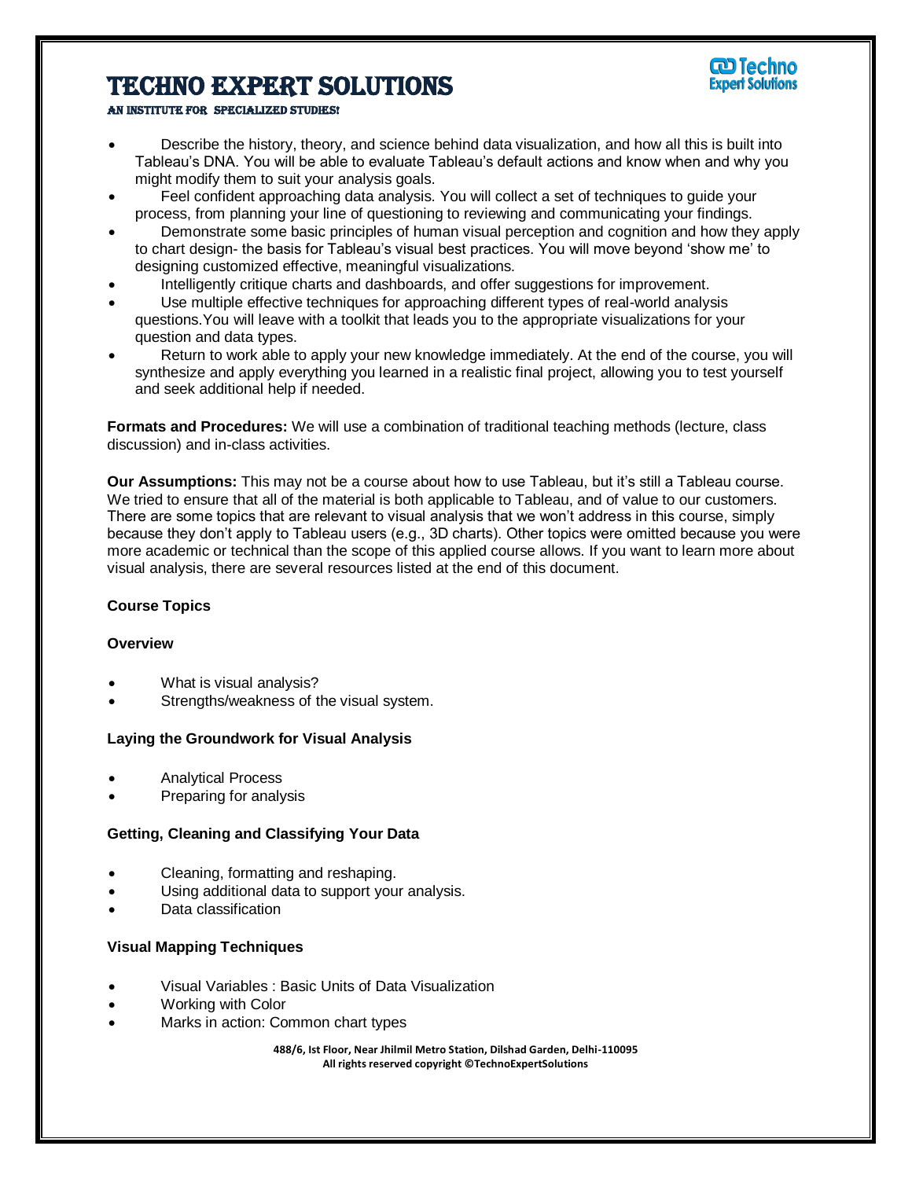- Describe the history, theory, and science behind data visualization, and how all this is built into Tableau's DNA. You will be able to evaluate Tableau's default actions and know when and why you might modify them to suit your analysis goals.
- Feel confident approaching data analysis. You will collect a set of techniques to guide your process, from planning your line of questioning to reviewing and communicating your findings.
- Demonstrate some basic principles of human visual perception and cognition and how they apply to chart design- the basis for Tableau's visual best practices. You will move beyond 'show me' to designing customized effective, meaningful visualizations.
- Intelligently critique charts and dashboards, and offer suggestions for improvement.
- Use multiple effective techniques for approaching different types of real-world analysis questions.You will leave with a toolkit that leads you to the appropriate visualizations for your question and data types.
- Return to work able to apply your new knowledge immediately. At the end of the course, you will synthesize and apply everything you learned in a realistic final project, allowing you to test yourself and seek additional help if needed.

**Formats and Procedures:** We will use a combination of traditional teaching methods (lecture, class discussion) and in-class activities.

**Our Assumptions:** This may not be a course about how to use Tableau, but it's still a Tableau course. We tried to ensure that all of the material is both applicable to Tableau, and of value to our customers. There are some topics that are relevant to visual analysis that we won't address in this course, simply because they don't apply to Tableau users (e.g., 3D charts). Other topics were omitted because you were more academic or technical than the scope of this applied course allows. If you want to learn more about visual analysis, there are several resources listed at the end of this document.

**Course Topics**

**Overview**

- What is visual analysis?
- Strengths/weakness of the visual system.

**Laying the Groundwork for Visual Analysis**

- Analytical Process
- Preparing for analysis

**Getting, Cleaning and Classifying Your Data**

- Cleaning, formatting and reshaping.
- Using additional data to support your analysis.
- Data classification

**Visual Mapping Techniques**

- Visual Variables : Basic Units of Data Visualization
- Working with Color
- Marks in action: Common chart types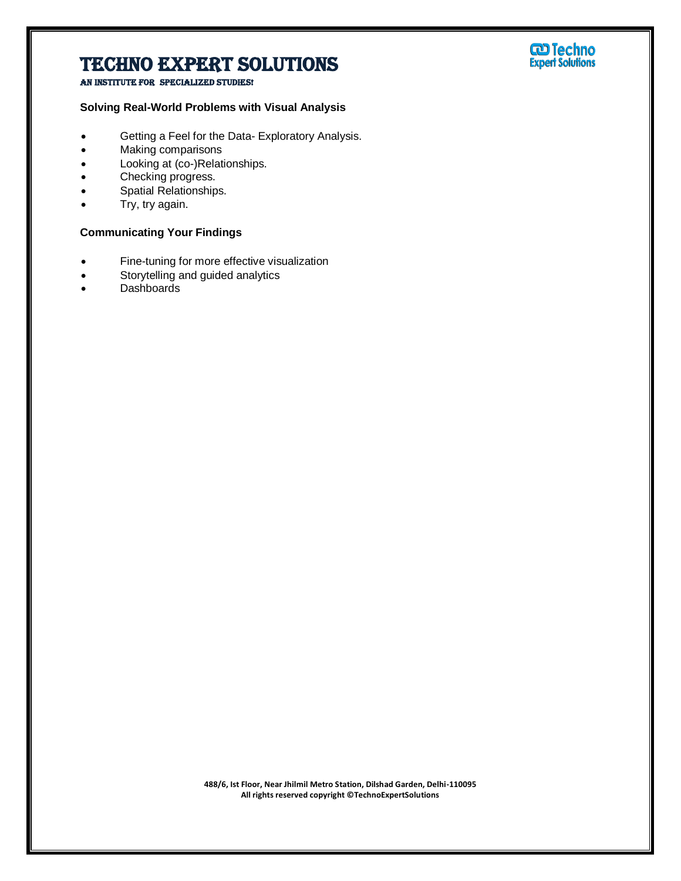**Solving Real-World Problems with Visual Analysis**

- Getting a Feel for the Data- Exploratory Analysis.
- Making comparisons
- Looking at (co-)Relationships.
- Checking progress.
- Spatial Relationships.
- Try, try again.

**Communicating Your Findings**

- Fine-tuning for more effective visualization
- Storytelling and guided analytics
- Dashboards